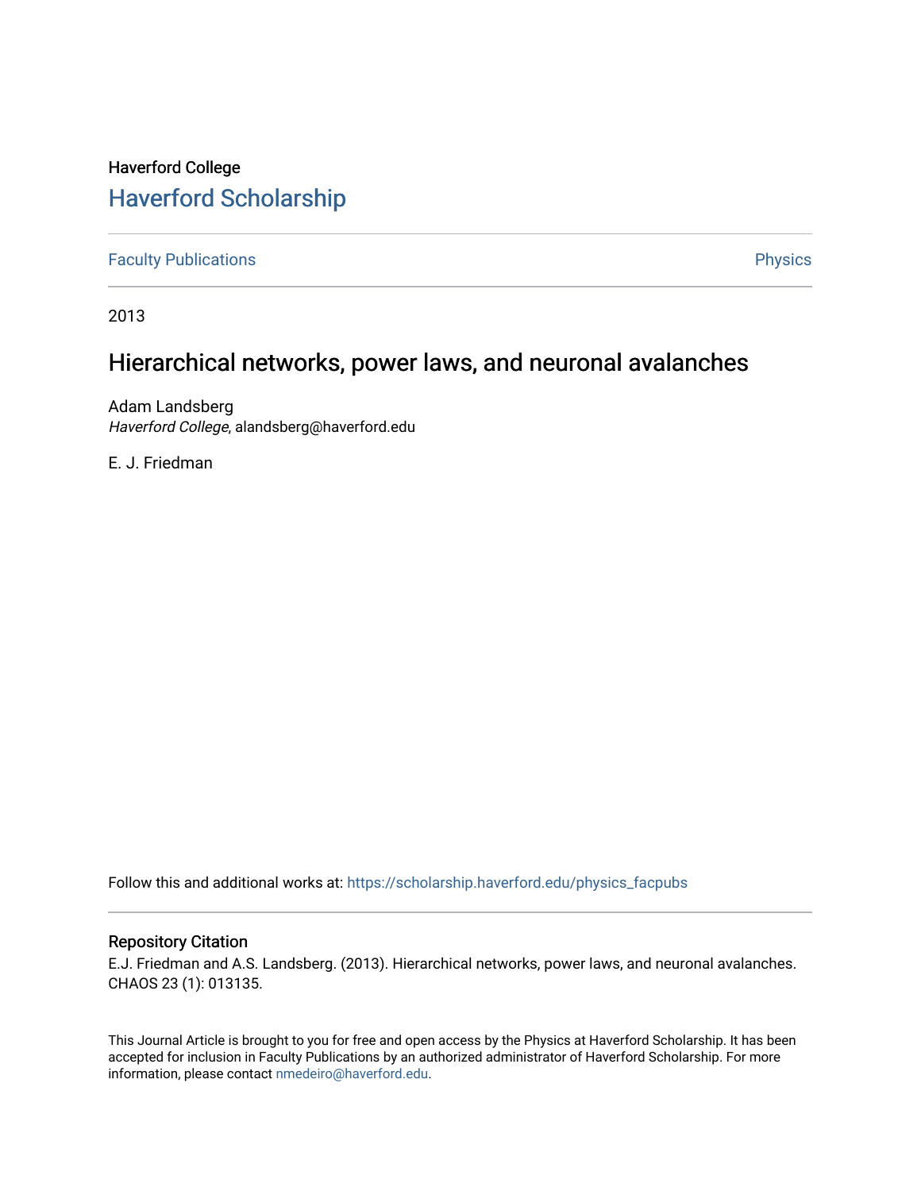Haverford College

# Haverford Scholarship

Faculty Publications

Physics

2013

## Hierarchical networks, power laws, and neuronal avalanches

Adam Landsberg
*Haverford College*, alandsberg@haverford.edu

E. J. Friedman

Follow this and additional works at: https://scholarship.haverford.edu/physics_facpubs

### Repository Citation

E.J. Friedman and A.S. Landsberg. (2013). Hierarchical networks, power laws, and neuronal avalanches. CHAOS 23 (1): 013135.

This Journal Article is brought to you for free and open access by the Physics at Haverford Scholarship. It has been accepted for inclusion in Faculty Publications by an authorized administrator of Haverford Scholarship. For more information, please contact nmedeiro@haverford.edu.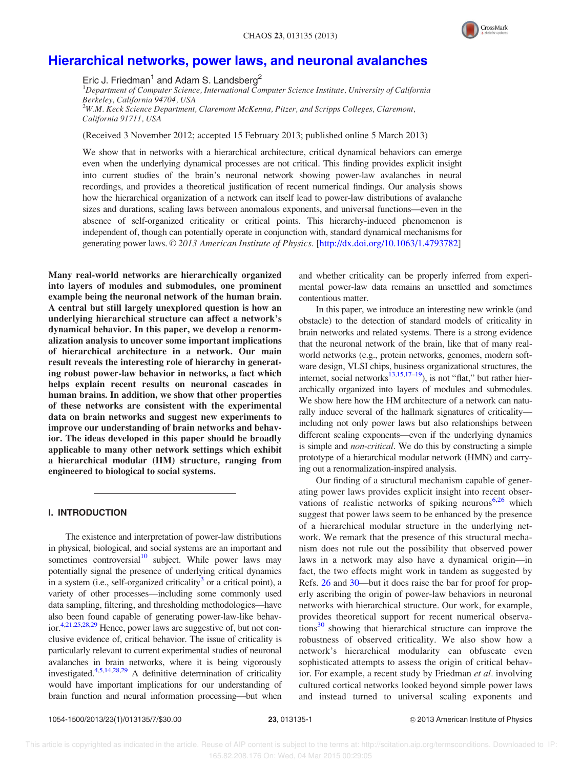# Hierarchical networks, power laws, and neuronal avalanches

Eric J. Friedman[1] and Adam S. Landsberg[2]

[1]Department of Computer Science, International Computer Science Institute, University of California Berkeley, California 94704, USA

[2]W.M. Keck Science Department, Claremont McKenna, Pitzer, and Scripps Colleges, Claremont, California 91711, USA

(Received 3 November 2012; accepted 15 February 2013; published online 5 March 2013)

We show that in networks with a hierarchical architecture, critical dynamical behaviors can emerge even when the underlying dynamical processes are not critical. This finding provides explicit insight into current studies of the brain's neuronal network showing power-law avalanches in neural recordings, and provides a theoretical justification of recent numerical findings. Our analysis shows how the hierarchical organization of a network can itself lead to power-law distributions of avalanche sizes and durations, scaling laws between anomalous exponents, and universal functions—even in the absence of self-organized criticality or critical points. This hierarchy-induced phenomenon is independent of, though can potentially operate in conjunction with, standard dynamical mechanisms for generating power laws. © *2013 American Institute of Physics*. [http://dx.doi.org/10.1063/1.4793782]

**Many real-world networks are hierarchically organized into layers of modules and submodules, one prominent example being the neuronal network of the human brain. A central but still largely unexplored question is how an underlying hierarchical structure can affect a network's dynamical behavior. In this paper, we develop a renormalization analysis to uncover some important implications of hierarchical architecture in a network. Our main result reveals the interesting role of hierarchy in generating robust power-law behavior in networks, a fact which helps explain recent results on neuronal cascades in human brains. In addition, we show that other properties of these networks are consistent with the experimental data on brain networks and suggest new experiments to improve our understanding of brain networks and behavior. The ideas developed in this paper should be broadly applicable to many other network settings which exhibit a hierarchical modular (HM) structure, ranging from engineered to biological to social systems.**

## I. INTRODUCTION

The existence and interpretation of power-law distributions in physical, biological, and social systems are an important and sometimes controversial[10] subject. While power laws may potentially signal the presence of underlying critical dynamics in a system (i.e., self-organized criticality[3] or a critical point), a variety of other processes—including some commonly used data sampling, filtering, and thresholding methodologies—have also been found capable of generating power-law-like behavior.[4,21,25,28,29] Hence, power laws are suggestive of, but not conclusive evidence of, critical behavior. The issue of criticality is particularly relevant to current experimental studies of neuronal avalanches in brain networks, where it is being vigorously investigated.[4,5,14,28,29] A definitive determination of criticality would have important implications for our understanding of brain function and neural information processing—but when and whether criticality can be properly inferred from experimental power-law data remains an unsettled and sometimes contentious matter.

In this paper, we introduce an interesting new wrinkle (and obstacle) to the detection of standard models of criticality in brain networks and related systems. There is a strong evidence that the neuronal network of the brain, like that of many real-world networks (e.g., protein networks, genomes, modern software design, VLSI chips, business organizational structures, the internet, social networks[13,15,17–19]), is not "flat," but rather hierarchically organized into layers of modules and submodules. We show here how the HM architecture of a network can naturally induce several of the hallmark signatures of criticality—including not only power laws but also relationships between different scaling exponents—even if the underlying dynamics is simple and *non-critical*. We do this by constructing a simple prototype of a hierarchical modular network (HMN) and carrying out a renormalization-inspired analysis.

Our finding of a structural mechanism capable of generating power laws provides explicit insight into recent observations of realistic networks of spiking neurons[6,26] which suggest that power laws seem to be enhanced by the presence of a hierarchical modular structure in the underlying network. We remark that the presence of this structural mechanism does not rule out the possibility that observed power laws in a network may also have a dynamical origin—in fact, the two effects might work in tandem as suggested by Refs. 26 and 30—but it does raise the bar for proof for properly ascribing the origin of power-law behaviors in neuronal networks with hierarchical structure. Our work, for example, provides theoretical support for recent numerical observations[30] showing that hierarchical structure can improve the robustness of observed criticality. We also show how a network's hierarchical modularity can obfuscate even sophisticated attempts to assess the origin of critical behavior. For example, a recent study by Friedman *et al.* involving cultured cortical networks looked beyond simple power laws and instead turned to universal scaling exponents and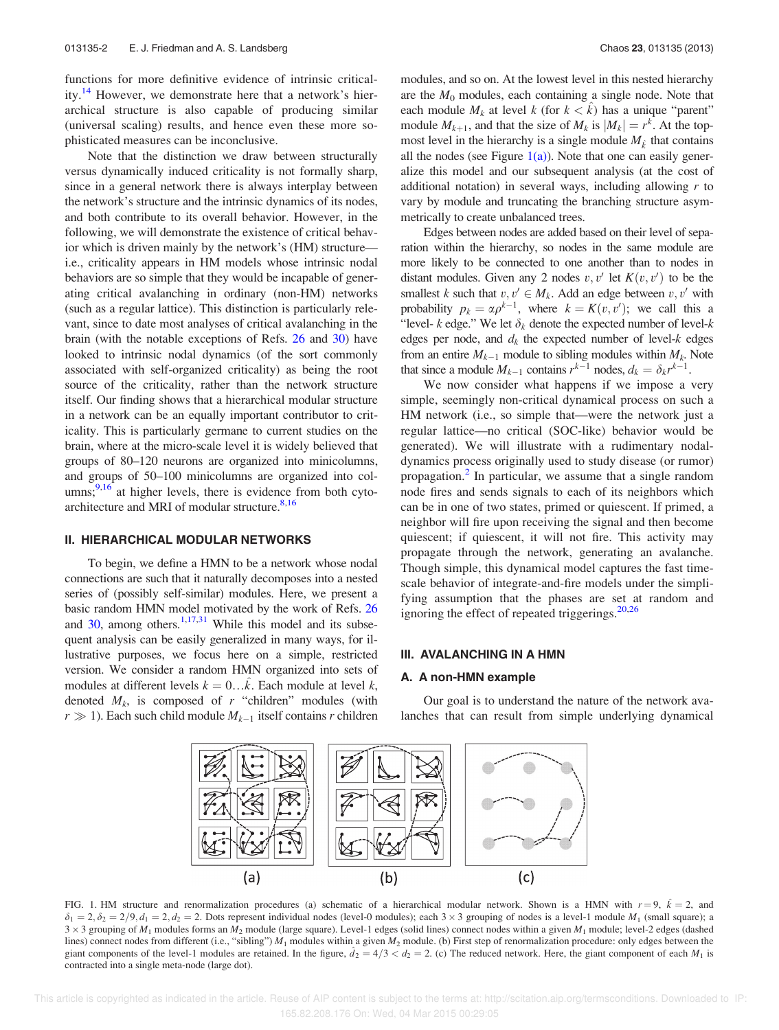functions for more definitive evidence of intrinsic criticality.[14] However, we demonstrate here that a network's hierarchical structure is also capable of producing similar (universal scaling) results, and hence even these more sophisticated measures can be inconclusive.

Note that the distinction we draw between structurally versus dynamically induced criticality is not formally sharp, since in a general network there is always interplay between the network's structure and the intrinsic dynamics of its nodes, and both contribute to its overall behavior. However, in the following, we will demonstrate the existence of critical behavior which is driven mainly by the network's (HM) structure—i.e., criticality appears in HM models whose intrinsic nodal behaviors are so simple that they would be incapable of generating critical avalanching in ordinary (non-HM) networks (such as a regular lattice). This distinction is particularly relevant, since to date most analyses of critical avalanching in the brain (with the notable exceptions of Refs. 26 and 30) have looked to intrinsic nodal dynamics (of the sort commonly associated with self-organized criticality) as being the root source of the criticality, rather than the network structure itself. Our finding shows that a hierarchical modular structure in a network can be an equally important contributor to criticality. This is particularly germane to current studies on the brain, where at the micro-scale level it is widely believed that groups of 80–120 neurons are organized into minicolumns, and groups of 50–100 minicolumns are organized into columns;[9,16] at higher levels, there is evidence from both cyto-architecture and MRI of modular structure.[8,16]

## II. HIERARCHICAL MODULAR NETWORKS

To begin, we define a HMN to be a network whose nodal connections are such that it naturally decomposes into a nested series of (possibly self-similar) modules. Here, we present a basic random HMN model motivated by the work of Refs. 26 and 30, among others.[1,17,31] While this model and its subsequent analysis can be easily generalized in many ways, for illustrative purposes, we focus here on a simple, restricted version. We consider a random HMN organized into sets of modules at different levels $k = 0 \ldots \hat{k}$. Each module at level $k$, denoted $M_k$, is composed of $r$ "children" modules (with $r \gg 1$). Each such child module $M_{k-1}$ itself contains $r$ children modules, and so on. At the lowest level in this nested hierarchy are the $M_0$ modules, each containing a single node. Note that each module $M_k$ at level $k$ (for $k < \hat{k}$) has a unique "parent" module $M_{k+1}$, and that the size of $M_k$ is $|M_k| = r^k$. At the topmost level in the hierarchy is a single module $M_{\hat{k}}$ that contains all the nodes (see Figure 1(a)). Note that one can easily generalize this model and our subsequent analysis (at the cost of additional notation) in several ways, including allowing $r$ to vary by module and truncating the branching structure asymmetrically to create unbalanced trees.

Edges between nodes are added based on their level of separation within the hierarchy, so nodes in the same module are more likely to be connected to one another than to nodes in distant modules. Given any 2 nodes $v, v'$ let $K(v, v')$ to be the smallest $k$ such that $v, v' \in M_k$. Add an edge between $v, v'$ with probability $p_k = \alpha\rho^{k-1}$, where $k = K(v, v')$; we call this a "level- $k$ edge." We let $\delta_k$ denote the expected number of level-$k$ edges per node, and $d_k$ the expected number of level-$k$ edges from an entire $M_{k-1}$ module to sibling modules within $M_k$. Note that since a module $M_{k-1}$ contains $r^{k-1}$ nodes, $d_k = \delta_k r^{k-1}$.

We now consider what happens if we impose a very simple, seemingly non-critical dynamical process on such a HM network (i.e., so simple that—were the network just a regular lattice—no critical (SOC-like) behavior would be generated). We will illustrate with a rudimentary nodal-dynamics process originally used to study disease (or rumor) propagation.[2] In particular, we assume that a single random node fires and sends signals to each of its neighbors which can be in one of two states, primed or quiescent. If primed, a neighbor will fire upon receiving the signal and then become quiescent; if quiescent, it will not fire. This activity may propagate through the network, generating an avalanche. Though simple, this dynamical model captures the fast time-scale behavior of integrate-and-fire models under the simplifying assumption that the phases are set at random and ignoring the effect of repeated triggerings.[20,26]

## III. AVALANCHING IN A HMN

### A. A non-HMN example

Our goal is to understand the nature of the network avalanches that can result from simple underlying dynamical

FIG. 1. HM structure and renormalization procedures (a) schematic of a hierarchical modular network. Shown is a HMN with $r = 9$, $\hat{k} = 2$, and $\delta_1 = 2, \delta_2 = 2/9, d_1 = 2, d_2 = 2$. Dots represent individual nodes (level-0 modules); each $3 \times 3$ grouping of nodes is a level-1 module $M_1$ (small square); a $3 \times 3$ grouping of $M_1$ modules forms an $M_2$ module (large square). Level-1 edges (solid lines) connect nodes within a given $M_1$ module; level-2 edges (dashed lines) connect nodes from different (i.e., "sibling") $M_1$ modules within a given $M_2$ module. (b) First step of renormalization procedure: only edges between the giant components of the level-1 modules are retained. In the figure, $\hat{d}_2 = 4/3 < d_2 = 2$. (c) The reduced network. Here, the giant component of each $M_1$ is contracted into a single meta-node (large dot).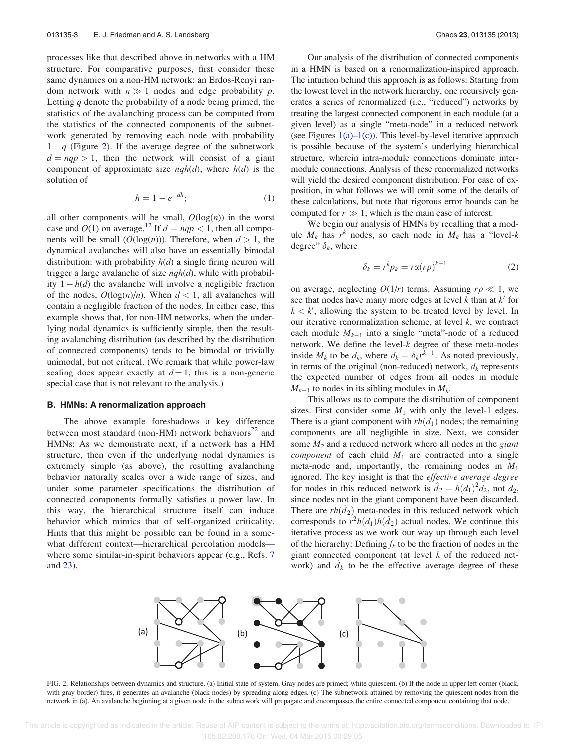processes like that described above in networks with a HM structure. For comparative purposes, first consider these same dynamics on a non-HM network: an Erdos-Renyi random network with $n \gg 1$ nodes and edge probability $p$. Letting $q$ denote the probability of a node being primed, the statistics of the avalanching process can be computed from the statistics of the connected components of the subnetwork generated by removing each node with probability $1-q$ (Figure 2). If the average degree of the subnetwork $d = nqp > 1$, then the network will consist of a giant component of approximate size $nqh(d)$, where $h(d)$ is the solution of

$$h = 1 - e^{-dh}; \tag{1}$$

all other components will be small, $O(\log(n))$ in the worst case and $O(1)$ on average.[12] If $d = nqp < 1$, then all components will be small ($O(\log(n))$). Therefore, when $d > 1$, the dynamical avalanches will also have an essentially bimodal distribution: with probability $h(d)$ a single firing neuron will trigger a large avalanche of size $nqh(d)$, while with probability $1-h(d)$ the avalanche will involve a negligible fraction of the nodes, $O(\log(n)/n)$. When $d < 1$, all avalanches will contain a negligible fraction of the nodes. In either case, this example shows that, for non-HM networks, when the underlying nodal dynamics is sufficiently simple, then the resulting avalanching distribution (as described by the distribution of connected components) tends to be bimodal or trivially unimodal, but not critical. (We remark that while power-law scaling does appear exactly at $d = 1$, this is a non-generic special case that is not relevant to the analysis.)

### B. HMNs: A renormalization approach

The above example foreshadows a key difference between most standard (non-HM) network behaviors[22] and HMNs: As we demonstrate next, if a network has a HM structure, then even if the underlying nodal dynamics is extremely simple (as above), the resulting avalanching behavior naturally scales over a wide range of sizes, and under some parameter specifications the distribution of connected components formally satisfies a power law. In this way, the hierarchical structure itself can induce behavior which mimics that of self-organized criticality. Hints that this might be possible can be found in a somewhat different context—hierarchical percolation models—where some similar-in-spirit behaviors appear (e.g., Refs. 7 and 23).

Our analysis of the distribution of connected components in a HMN is based on a renormalization-inspired approach. The intuition behind this approach is as follows: Starting from the lowest level in the network hierarchy, one recursively generates a series of renormalized (i.e., "reduced") networks by treating the largest connected component in each module (at a given level) as a single "meta-node" in a reduced network (see Figures 1(a)–1(c)). This level-by-level iterative approach is possible because of the system's underlying hierarchical structure, wherein intra-module connections dominate inter-module connections. Analysis of these renormalized networks will yield the desired component distribution. For ease of exposition, in what follows we will omit some of the details of these calculations, but note that rigorous error bounds can be computed for $r \gg 1$, which is the main case of interest.

We begin our analysis of HMNs by recalling that a module $M_k$ has $r^k$ nodes, so each node in $M_k$ has a "level-$k$ degree" $\delta_k$, where

$$\delta_k = r^k p_k = r\alpha(r\rho)^{k-1} \tag{2}$$

on average, neglecting $O(1/r)$ terms. Assuming $r\rho \ll 1$, we see that nodes have many more edges at level $k$ than at $k'$ for $k < k'$, allowing the system to be treated level by level. In our iterative renormalization scheme, at level $k$, we contract each module $M_{k-1}$ into a single "meta"-node of a reduced network. We define the level-$k$ degree of these meta-nodes inside $M_k$ to be $d_k$, where $d_k = \delta_k r^{k-1}$. As noted previously, in terms of the original (non-reduced) network, $d_k$ represents the expected number of edges from all nodes in module $M_{k-1}$ to nodes in its sibling modules in $M_k$.

This allows us to compute the distribution of component sizes. First consider some $M_1$ with only the level-1 edges. There is a giant component with $rh(d_1)$ nodes; the remaining components are all negligible in size. Next, we consider some $M_2$ and a reduced network where all nodes in the *giant component* of each child $M_1$ are contracted into a single meta-node and, importantly, the remaining nodes in $M_1$ ignored. The key insight is that the *effective average degree* for nodes in this reduced network is $\hat{d}_2 = h(d_1)^2 d_2$, not $d_2$, since nodes not in the giant component have been discarded. There are $rh(\hat{d}_2)$ meta-nodes in this reduced network which corresponds to $r^2 h(d_1) h(\hat{d}_2)$ actual nodes. We continue this iterative process as we work our way up through each level of the hierarchy: Defining $f_k$ to be the fraction of nodes in the giant connected component (at level $k$ of the reduced network) and $\hat{d}_k$ to be the effective average degree of these

FIG. 2. Relationships between dynamics and structure. (a) Initial state of system. Gray nodes are primed; white quiescent. (b) If the node in upper left corner (black, with gray border) fires, it generates an avalanche (black nodes) by spreading along edges. (c) The subnetwork attained by removing the quiescent nodes from the network in (a). An avalanche beginning at a given node in the subnetwork will propagate and encompasses the entire connected component containing that node.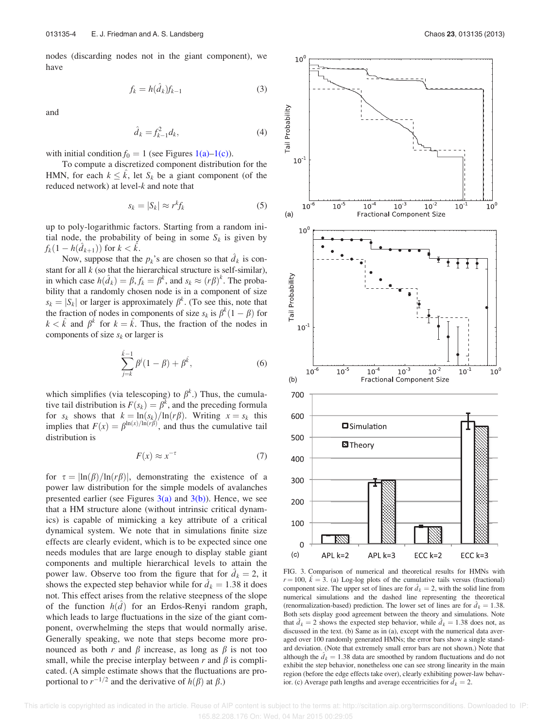nodes (discarding nodes not in the giant component), we have

$$f_k = h(\hat{d}_k) f_{k-1} \tag{3}$$

and

$$\hat{d}_k = f_{k-1}^2 d_k, \tag{4}$$

with initial condition $f_0 = 1$ (see Figures 1(a)–1(c)).

To compute a discretized component distribution for the HMN, for each $k \le \hat{k}$, let $S_k$ be a giant component (of the reduced network) at level-$k$ and note that

$$s_k = |S_k| \approx r^k f_k \tag{5}$$

up to poly-logarithmic factors. Starting from a random initial node, the probability of being in some $S_k$ is given by $f_k(1 - h(\hat{d}_{k+1}))$ for $k < \hat{k}$.

Now, suppose that the $p_k$'s are chosen so that $\hat{d}_k$ is constant for all $k$ (so that the hierarchical structure is self-similar), in which case $h(\hat{d}_k) = \beta, f_k = \beta^k$, and $s_k \approx (r\beta)^k$. The probability that a randomly chosen node is in a component of size $s_k = |S_k|$ or larger is approximately $\beta^k$. (To see this, note that the fraction of nodes in components of size $s_k$ is $\beta^k(1-\beta)$ for $k < \hat{k}$ and $\beta^{\hat{k}}$ for $k = \hat{k}$. Thus, the fraction of the nodes in components of size $s_k$ or larger is

$$\sum_{j=k}^{\hat{k}-1} \beta^j (1-\beta) + \beta^{\hat{k}}, \tag{6}$$

which simplifies (via telescoping) to $\beta^k$.) Thus, the cumulative tail distribution is $F(s_k) = \beta^k$, and the preceding formula for $s_k$ shows that $k = \ln(s_k)/\ln(r\beta)$. Writing $x = s_k$ this implies that $F(x) = \beta^{\ln(x)/\ln(r\beta)}$, and thus the cumulative tail distribution is

$$F(x) \approx x^{-\tau} \tag{7}$$

for $\tau = |\ln(\beta)/\ln(r\beta)|$, demonstrating the existence of a power law distribution for the simple models of avalanches presented earlier (see Figures 3(a) and 3(b)). Hence, we see that a HM structure alone (without intrinsic critical dynamics) is capable of mimicking a key attribute of a critical dynamical system. We note that in simulations finite size effects are clearly evident, which is to be expected since one needs modules that are large enough to display stable giant components and multiple hierarchical levels to attain the power law. Observe too from the figure that for $\hat{d}_k = 2$, it shows the expected step behavior while for $\hat{d}_k = 1.38$ it does not. This effect arises from the relative steepness of the slope of the function $h(\hat{d})$ for an Erdos-Renyi random graph, which leads to large fluctuations in the size of the giant component, overwhelming the steps that would normally arise. Generally speaking, we note that steps become more pronounced as both $r$ and $\beta$ increase, as long as $\beta$ is not too small, while the precise interplay between $r$ and $\beta$ is complicated. (A simple estimate shows that the fluctuations are proportional to $r^{-1/2}$ and the derivative of $h(\beta)$ at $\beta$.)

FIG. 3. Comparison of numerical and theoretical results for HMNs with $r = 100$, $\hat{k} = 3$. (a) Log-log plots of the cumulative tails versus (fractional) component size. The upper set of lines are for $\hat{d}_k = 2$, with the solid line from numerical simulations and the dashed line representing the theoretical (renormalization-based) prediction. The lower set of lines are for $\hat{d}_k = 1.38$. Both sets display good agreement between the theory and simulations. Note that $\hat{d}_k = 2$ shows the expected step behavior, while $\hat{d}_k = 1.38$ does not, as discussed in the text. (b) Same as in (a), except with the numerical data averaged over 100 randomly generated HMNs; the error bars show a single standard deviation. (Note that extremely small error bars are not shown.) Note that although the $\hat{d}_k = 1.38$ data are smoothed by random fluctuations and do not exhibit the step behavior, nonetheless one can see strong linearity in the main region (before the edge effects take over), clearly exhibiting power-law behavior. (c) Average path lengths and average eccentricities for $\hat{d}_k = 2$.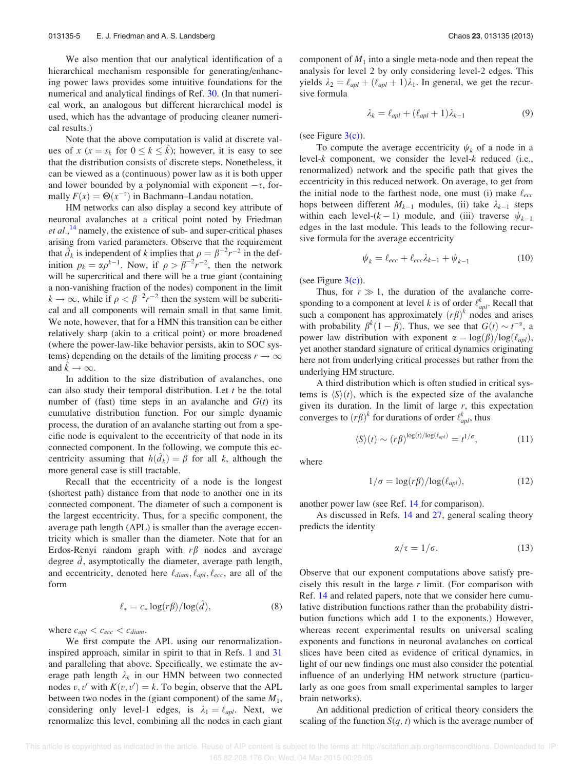We also mention that our analytical identification of a hierarchical mechanism responsible for generating/enhancing power laws provides some intuitive foundations for the numerical and analytical findings of Ref. 30. (In that numerical work, an analogous but different hierarchical model is used, which has the advantage of producing cleaner numerical results.)

Note that the above computation is valid at discrete values of $x$ ($x = s_k$ for $0 \leq k \leq \hat{k}$); however, it is easy to see that the distribution consists of discrete steps. Nonetheless, it can be viewed as a (continuous) power law as it is both upper and lower bounded by a polynomial with exponent $-\tau$, formally $F(x) = \Theta(x^{-\tau})$ in Bachmann–Landau notation.

HM networks can also display a second key attribute of neuronal avalanches at a critical point noted by Friedman *et al.*,[14] namely, the existence of sub- and super-critical phases arising from varied parameters. Observe that the requirement that $\hat{d}_k$ is independent of $k$ implies that $\rho = \beta^{-2}r^{-2}$ in the definition $p_k = \alpha\rho^{k-1}$. Now, if $\rho > \beta^{-2}r^{-2}$, then the network will be supercritical and there will be a true giant (containing a non-vanishing fraction of the nodes) component in the limit $k \to \infty$, while if $\rho < \beta^{-2}r^{-2}$ then the system will be subcritical and all components will remain small in that same limit. We note, however, that for a HMN this transition can be either relatively sharp (akin to a critical point) or more broadened (where the power-law-like behavior persists, akin to SOC systems) depending on the details of the limiting process $r \to \infty$ and $\hat{k} \to \infty$.

In addition to the size distribution of avalanches, one can also study their temporal distribution. Let $t$ be the total number of (fast) time steps in an avalanche and $G(t)$ its cumulative distribution function. For our simple dynamic process, the duration of an avalanche starting out from a specific node is equivalent to the eccentricity of that node in its connected component. In the following, we compute this eccentricity assuming that $h(\hat{d}_k) = \beta$ for all $k$, although the more general case is still tractable.

Recall that the eccentricity of a node is the longest (shortest path) distance from that node to another one in its connected component. The diameter of such a component is the largest eccentricity. Thus, for a specific component, the average path length (APL) is smaller than the average eccentricity which is smaller than the diameter. Note that for an Erdos-Renyi random graph with $r\beta$ nodes and average degree $\hat{d}$, asymptotically the diameter, average path length, and eccentricity, denoted here $\ell_{diam}, \ell_{apl}, \ell_{ecc}$, are all of the form

$$\ell_* = c_* \log(r\beta)/\log(\hat{d}), \tag{8}$$

where $c_{apl} < c_{ecc} < c_{diam}$.

We first compute the APL using our renormalization-inspired approach, similar in spirit to that in Refs. 1 and 31 and paralleling that above. Specifically, we estimate the average path length $\lambda_k$ in our HMN between two connected nodes $v, v'$ with $K(v, v') = k$. To begin, observe that the APL between two nodes in the (giant component) of the same $M_1$, considering only level-1 edges, is $\lambda_1 = \ell_{apl}$. Next, we renormalize this level, combining all the nodes in each giant component of $M_1$ into a single meta-node and then repeat the analysis for level 2 by only considering level-2 edges. This yields $\lambda_2 = \ell_{apl} + (\ell_{apl} + 1)\lambda_1$. In general, we get the recursive formula

$$\lambda_k = \ell_{apl} + (\ell_{apl} + 1)\lambda_{k-1} \tag{9}$$

(see Figure 3(c)).

To compute the average eccentricity $\psi_k$ of a node in a level-$k$ component, we consider the level-$k$ reduced (i.e., renormalized) network and the specific path that gives the eccentricity in this reduced network. On average, to get from the initial node to the farthest node, one must (i) make $\ell_{ecc}$ hops between different $M_{k-1}$ modules, (ii) take $\lambda_{k-1}$ steps within each level-$(k-1)$ module, and (iii) traverse $\psi_{k-1}$ edges in the last module. This leads to the following recursive formula for the average eccentricity

$$\psi_k = \ell_{ecc} + \ell_{ecc}\lambda_{k-1} + \psi_{k-1} \tag{10}$$

(see Figure 3(c)).

Thus, for $r \gg 1$, the duration of the avalanche corresponding to a component at level $k$ is of order $\ell_{apl}^k$. Recall that such a component has approximately $(r\beta)^k$ nodes and arises with probability $\beta^k(1-\beta)$. Thus, we see that $G(t) \sim t^{-\alpha}$, a power law distribution with exponent $\alpha = \log(\beta)/\log(\ell_{apl})$, yet another standard signature of critical dynamics originating here not from underlying critical processes but rather from the underlying HM structure.

A third distribution which is often studied in critical systems is $\langle S\rangle(t)$, which is the expected size of the avalanche given its duration. In the limit of large $r$, this expectation converges to $(r\beta)^k$ for durations of order $\ell_{apl}^k$, thus

$$\langle S\rangle(t) \sim (r\beta)^{\log(t)/\log(\ell_{apl})} = t^{1/\sigma}, \tag{11}$$

where

$$1/\sigma = \log(r\beta)/\log(\ell_{apl}), \tag{12}$$

another power law (see Ref. 14 for comparison).

As discussed in Refs. 14 and 27, general scaling theory predicts the identity

$$\alpha/\tau = 1/\sigma. \tag{13}$$

Observe that our exponent computations above satisfy precisely this result in the large $r$ limit. (For comparison with Ref. 14 and related papers, note that we consider here cumulative distribution functions rather than the probability distribution functions which add 1 to the exponents.) However, whereas recent experimental results on universal scaling exponents and functions in neuronal avalanches on cortical slices have been cited as evidence of critical dynamics, in light of our new findings one must also consider the potential influence of an underlying HM network structure (particularly as one goes from small experimental samples to larger brain networks).

An additional prediction of critical theory considers the scaling of the function $S(q, t)$ which is the average number of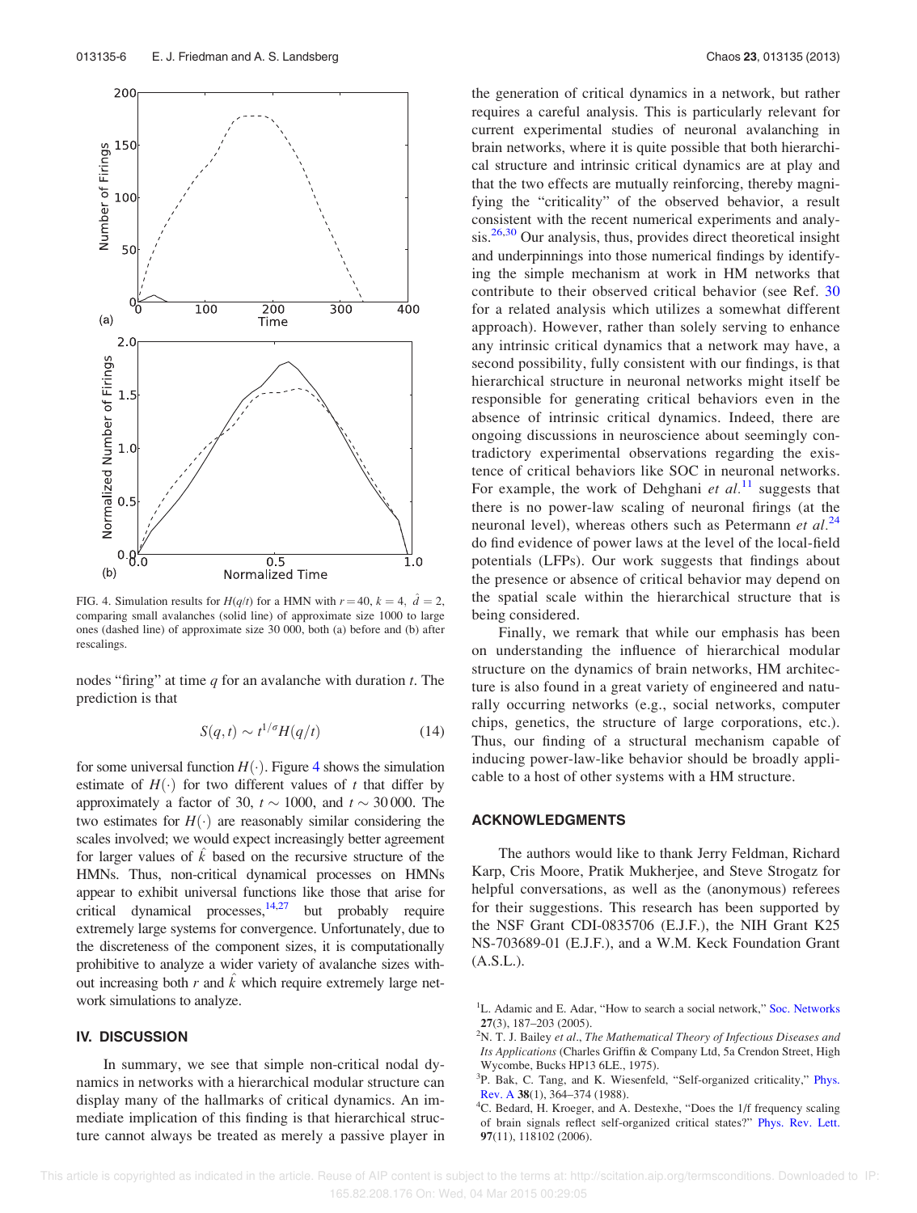200

150

Number of Firings

100

50

0

0

100

200

300

400

Time

(a)

2.0

1.5

Normalized Number of Firings

1.0

0.5

0.0

0.0

0.5

1.0

Normalized Time

(b)

FIG. 4. Simulation results for $H(q/t)$ for a HMN with $r = 40$, $k = 4$, $\hat{d} = 2$, comparing small avalanches (solid line) of approximate size 1000 to large ones (dashed line) of approximate size 30 000, both (a) before and (b) after rescalings.

nodes "firing" at time $q$ for an avalanche with duration $t$. The prediction is that

$$S(q,t) \sim t^{1/\sigma} H(q/t) \tag{14}$$

for some universal function $H(\cdot)$. Figure 4 shows the simulation estimate of $H(\cdot)$ for two different values of $t$ that differ by approximately a factor of 30, $t \sim 1000$, and $t \sim 30\,000$. The two estimates for $H(\cdot)$ are reasonably similar considering the scales involved; we would expect increasingly better agreement for larger values of $\hat{k}$ based on the recursive structure of the HMNs. Thus, non-critical dynamical processes on HMNs appear to exhibit universal functions like those that arise for critical dynamical processes,[14,27] but probably require extremely large systems for convergence. Unfortunately, due to the discreteness of the component sizes, it is computationally prohibitive to analyze a wider variety of avalanche sizes without increasing both $r$ and $\hat{k}$ which require extremely large network simulations to analyze.

## IV. DISCUSSION

In summary, we see that simple non-critical nodal dynamics in networks with a hierarchical modular structure can display many of the hallmarks of critical dynamics. An immediate implication of this finding is that hierarchical structure cannot always be treated as merely a passive player in the generation of critical dynamics in a network, but rather requires a careful analysis. This is particularly relevant for current experimental studies of neuronal avalanching in brain networks, where it is quite possible that both hierarchical structure and intrinsic critical dynamics are at play and that the two effects are mutually reinforcing, thereby magnifying the "criticality" of the observed behavior, a result consistent with the recent numerical experiments and analysis.[26,30] Our analysis, thus, provides direct theoretical insight and underpinnings into those numerical findings by identifying the simple mechanism at work in HM networks that contribute to their observed critical behavior (see Ref. 30 for a related analysis which utilizes a somewhat different approach). However, rather than solely serving to enhance any intrinsic critical dynamics that a network may have, a second possibility, fully consistent with our findings, is that hierarchical structure in neuronal networks might itself be responsible for generating critical behaviors even in the absence of intrinsic critical dynamics. Indeed, there are ongoing discussions in neuroscience about seemingly contradictory experimental observations regarding the existence of critical behaviors like SOC in neuronal networks. For example, the work of Dehghani *et al.*[11] suggests that there is no power-law scaling of neuronal firings (at the neuronal level), whereas others such as Petermann *et al.*[24] do find evidence of power laws at the level of the local-field potentials (LFPs). Our work suggests that findings about the presence or absence of critical behavior may depend on the spatial scale within the hierarchical structure that is being considered.

Finally, we remark that while our emphasis has been on understanding the influence of hierarchical modular structure on the dynamics of brain networks, HM architecture is also found in a great variety of engineered and naturally occurring networks (e.g., social networks, computer chips, genetics, the structure of large corporations, etc.). Thus, our finding of a structural mechanism capable of inducing power-law-like behavior should be broadly applicable to a host of other systems with a HM structure.

## ACKNOWLEDGMENTS

The authors would like to thank Jerry Feldman, Richard Karp, Cris Moore, Pratik Mukherjee, and Steve Strogatz for helpful conversations, as well as the (anonymous) referees for their suggestions. This research has been supported by the NSF Grant CDI-0835706 (E.J.F.), the NIH Grant K25 NS-703689-01 (E.J.F.), and a W.M. Keck Foundation Grant (A.S.L.).

[1] L. Adamic and E. Adar, "How to search a social network," Soc. Networks **27**(3), 187–203 (2005).

[2] N. T. J. Bailey *et al.*, *The Mathematical Theory of Infectious Diseases and Its Applications* (Charles Griffin & Company Ltd, 5a Crendon Street, High Wycombe, Bucks HP13 6LE., 1975).

[3] P. Bak, C. Tang, and K. Wiesenfeld, "Self-organized criticality," Phys. Rev. A **38**(1), 364–374 (1988).

[4] C. Bedard, H. Kroeger, and A. Destexhe, "Does the 1/f frequency scaling of brain signals reflect self-organized critical states?" Phys. Rev. Lett. **97**(11), 118102 (2006).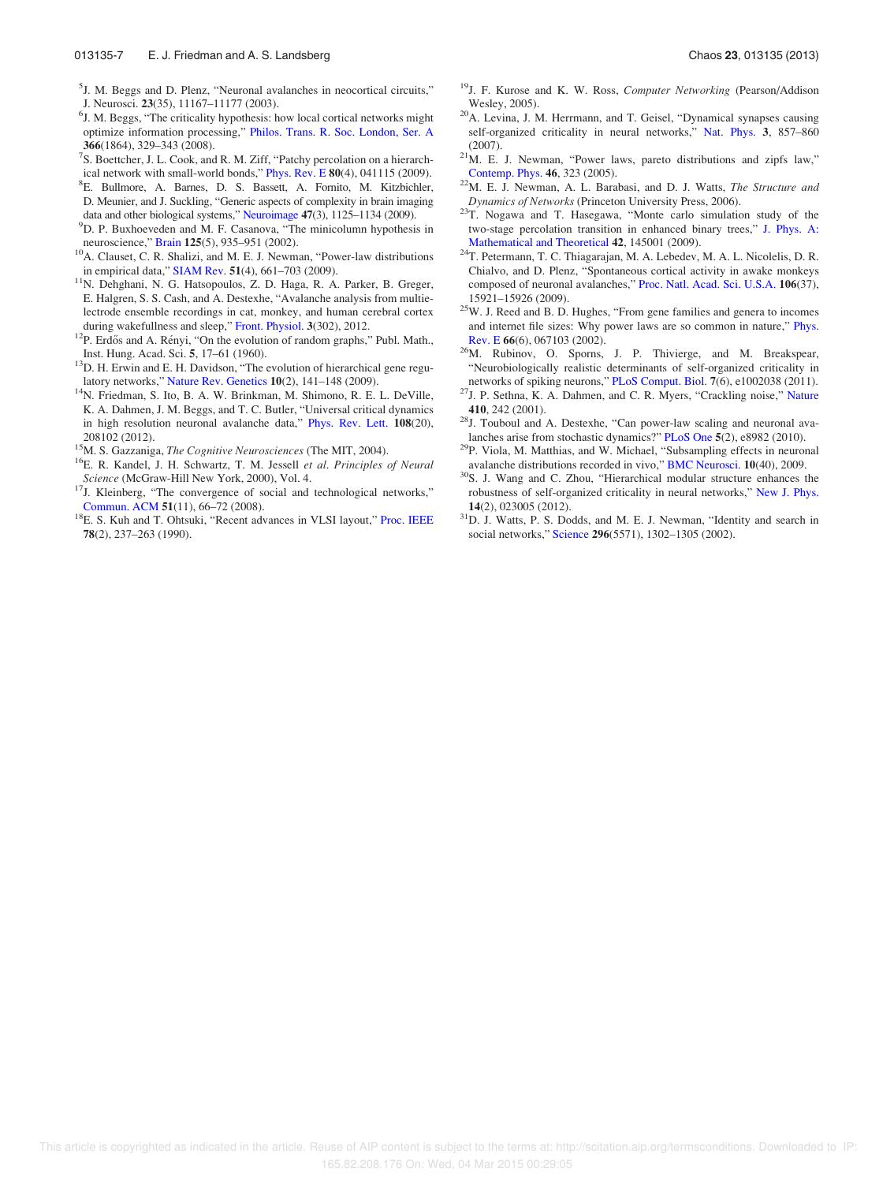[5]J. M. Beggs and D. Plenz, "Neuronal avalanches in neocortical circuits," J. Neurosci. **23**(35), 11167–11177 (2003).

[6]J. M. Beggs, "The criticality hypothesis: how local cortical networks might optimize information processing," Philos. Trans. R. Soc. London, Ser. A **366**(1864), 329–343 (2008).

[7]S. Boettcher, J. L. Cook, and R. M. Ziff, "Patchy percolation on a hierarchical network with small-world bonds," Phys. Rev. E **80**(4), 041115 (2009).

[8]E. Bullmore, A. Barnes, D. S. Bassett, A. Fornito, M. Kitzbichler, D. Meunier, and J. Suckling, "Generic aspects of complexity in brain imaging data and other biological systems," Neuroimage **47**(3), 1125–1134 (2009).

[9]D. P. Buxhoeveden and M. F. Casanova, "The minicolumn hypothesis in neuroscience," Brain **125**(5), 935–951 (2002).

[10]A. Clauset, C. R. Shalizi, and M. E. J. Newman, "Power-law distributions in empirical data," SIAM Rev. **51**(4), 661–703 (2009).

[11]N. Dehghani, N. G. Hatsopoulos, Z. D. Haga, R. A. Parker, B. Greger, E. Halgren, S. S. Cash, and A. Destexhe, "Avalanche analysis from multielectrode ensemble recordings in cat, monkey, and human cerebral cortex during wakefullness and sleep," Front. Physiol. **3**(302), 2012.

[12]P. Erdős and A. Rényi, "On the evolution of random graphs," Publ. Math., Inst. Hung. Acad. Sci. **5**, 17–61 (1960).

[13]D. H. Erwin and E. H. Davidson, "The evolution of hierarchical gene regulatory networks," Nature Rev. Genetics **10**(2), 141–148 (2009).

[14]N. Friedman, S. Ito, B. A. W. Brinkman, M. Shimono, R. E. L. DeVille, K. A. Dahmen, J. M. Beggs, and T. C. Butler, "Universal critical dynamics in high resolution neuronal avalanche data," Phys. Rev. Lett. **108**(20), 208102 (2012).

[15]M. S. Gazzaniga, *The Cognitive Neurosciences* (The MIT, 2004).

[16]E. R. Kandel, J. H. Schwartz, T. M. Jessell *et al. Principles of Neural Science* (McGraw-Hill New York, 2000), Vol. 4.

[17]J. Kleinberg, "The convergence of social and technological networks," Commun. ACM **51**(11), 66–72 (2008).

[18]E. S. Kuh and T. Ohtsuki, "Recent advances in VLSI layout," Proc. IEEE **78**(2), 237–263 (1990).

[19]J. F. Kurose and K. W. Ross, *Computer Networking* (Pearson/Addison Wesley, 2005).

[20]A. Levina, J. M. Herrmann, and T. Geisel, "Dynamical synapses causing self-organized criticality in neural networks," Nat. Phys. **3**, 857–860 (2007).

[21]M. E. J. Newman, "Power laws, pareto distributions and zipfs law," Contemp. Phys. **46**, 323 (2005).

[22]M. E. J. Newman, A. L. Barabasi, and D. J. Watts, *The Structure and Dynamics of Networks* (Princeton University Press, 2006).

[23]T. Nogawa and T. Hasegawa, "Monte carlo simulation study of the two-stage percolation transition in enhanced binary trees," J. Phys. A: Mathematical and Theoretical **42**, 145001 (2009).

[24]T. Petermann, T. C. Thiagarajan, M. A. Lebedev, M. A. L. Nicolelis, D. R. Chialvo, and D. Plenz, "Spontaneous cortical activity in awake monkeys composed of neuronal avalanches," Proc. Natl. Acad. Sci. U.S.A. **106**(37), 15921–15926 (2009).

[25]W. J. Reed and B. D. Hughes, "From gene families and genera to incomes and internet file sizes: Why power laws are so common in nature," Phys. Rev. E **66**(6), 067103 (2002).

[26]M. Rubinov, O. Sporns, J. P. Thivierge, and M. Breakspear, "Neurobiologically realistic determinants of self-organized criticality in networks of spiking neurons," PLoS Comput. Biol. **7**(6), e1002038 (2011).

[27]J. P. Sethna, K. A. Dahmen, and C. R. Myers, "Crackling noise," Nature **410**, 242 (2001).

[28]J. Touboul and A. Destexhe, "Can power-law scaling and neuronal avalanches arise from stochastic dynamics?" PLoS One **5**(2), e8982 (2010).

[29]P. Viola, M. Matthias, and W. Michael, "Subsampling effects in neuronal avalanche distributions recorded in vivo," BMC Neurosci. **10**(40), 2009.

[30]S. J. Wang and C. Zhou, "Hierarchical modular structure enhances the robustness of self-organized criticality in neural networks," New J. Phys. **14**(2), 023005 (2012).

[31]D. J. Watts, P. S. Dodds, and M. E. J. Newman, "Identity and search in social networks," Science **296**(5571), 1302–1305 (2002).